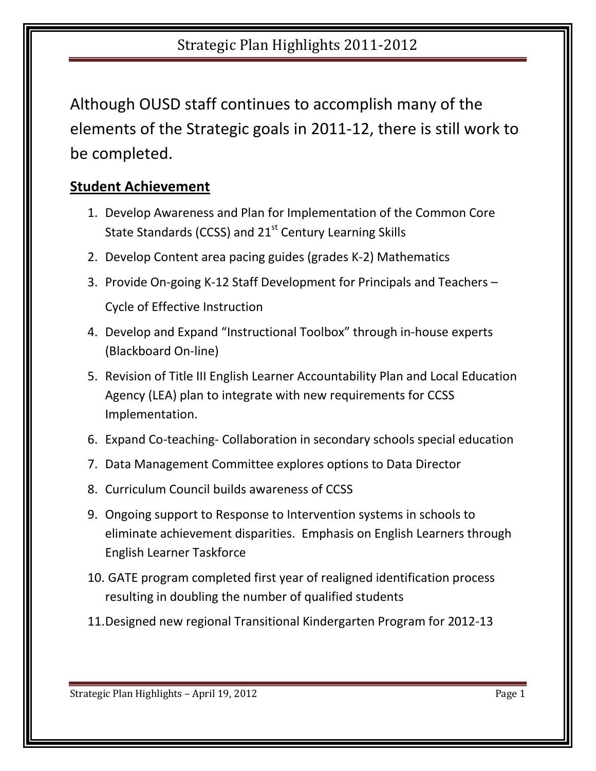# Strategic Plan Highlights 2011-2012

Although OUSD staff continues to accomplish many of the elements of the Strategic goals in 2011-12, there is still work to be completed.

## **Student Achievement**

1. Develop Awareness and Plan for Implementation of the Common Core State Standards (CCSS) and 21st Century Learning Skills
2. Develop Content area pacing guides (grades K-2) Mathematics
3. Provide On-going K-12 Staff Development for Principals and Teachers – Cycle of Effective Instruction
4. Develop and Expand "Instructional Toolbox" through in-house experts (Blackboard On-line)
5. Revision of Title III English Learner Accountability Plan and Local Education Agency (LEA) plan to integrate with new requirements for CCSS Implementation.
6. Expand Co-teaching- Collaboration in secondary schools special education
7. Data Management Committee explores options to Data Director
8. Curriculum Council builds awareness of CCSS
9. Ongoing support to Response to Intervention systems in schools to eliminate achievement disparities. Emphasis on English Learners through English Learner Taskforce
10. GATE program completed first year of realigned identification process resulting in doubling the number of qualified students
11. Designed new regional Transitional Kindergarten Program for 2012-13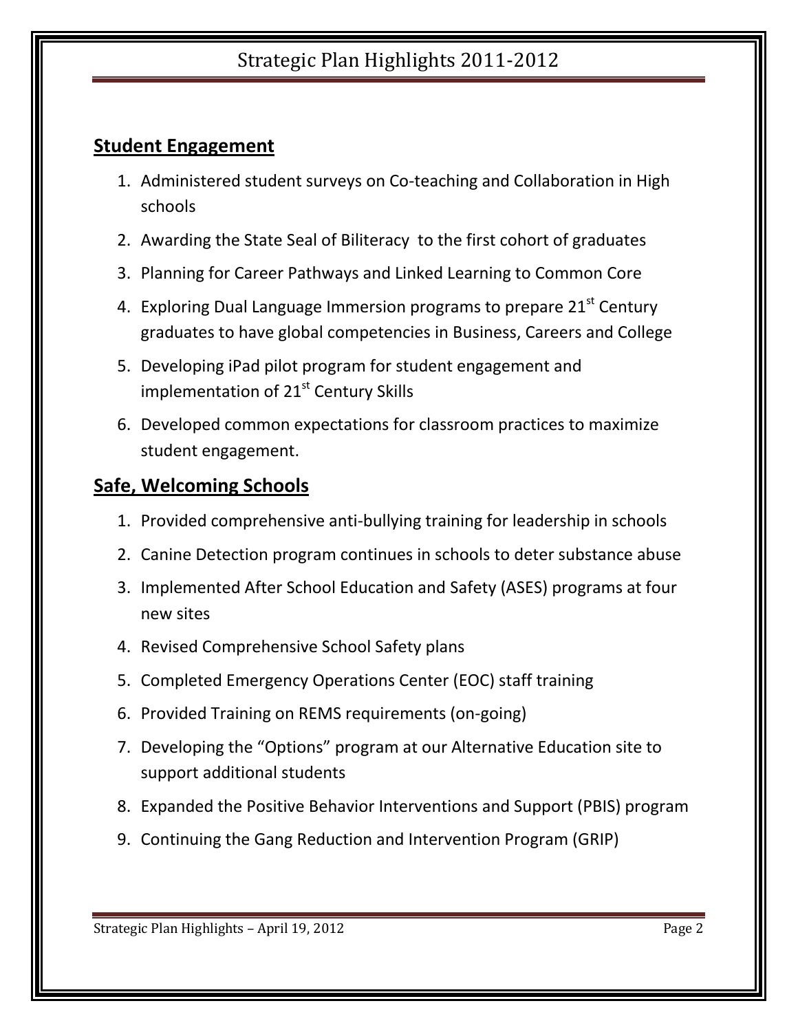## Student Engagement

1. Administered student surveys on Co-teaching and Collaboration in High schools
2. Awarding the State Seal of Biliteracy to the first cohort of graduates
3. Planning for Career Pathways and Linked Learning to Common Core
4. Exploring Dual Language Immersion programs to prepare 21st Century graduates to have global competencies in Business, Careers and College
5. Developing iPad pilot program for student engagement and implementation of 21st Century Skills
6. Developed common expectations for classroom practices to maximize student engagement.

## Safe, Welcoming Schools

1. Provided comprehensive anti-bullying training for leadership in schools
2. Canine Detection program continues in schools to deter substance abuse
3. Implemented After School Education and Safety (ASES) programs at four new sites
4. Revised Comprehensive School Safety plans
5. Completed Emergency Operations Center (EOC) staff training
6. Provided Training on REMS requirements (on-going)
7. Developing the "Options" program at our Alternative Education site to support additional students
8. Expanded the Positive Behavior Interventions and Support (PBIS) program
9. Continuing the Gang Reduction and Intervention Program (GRIP)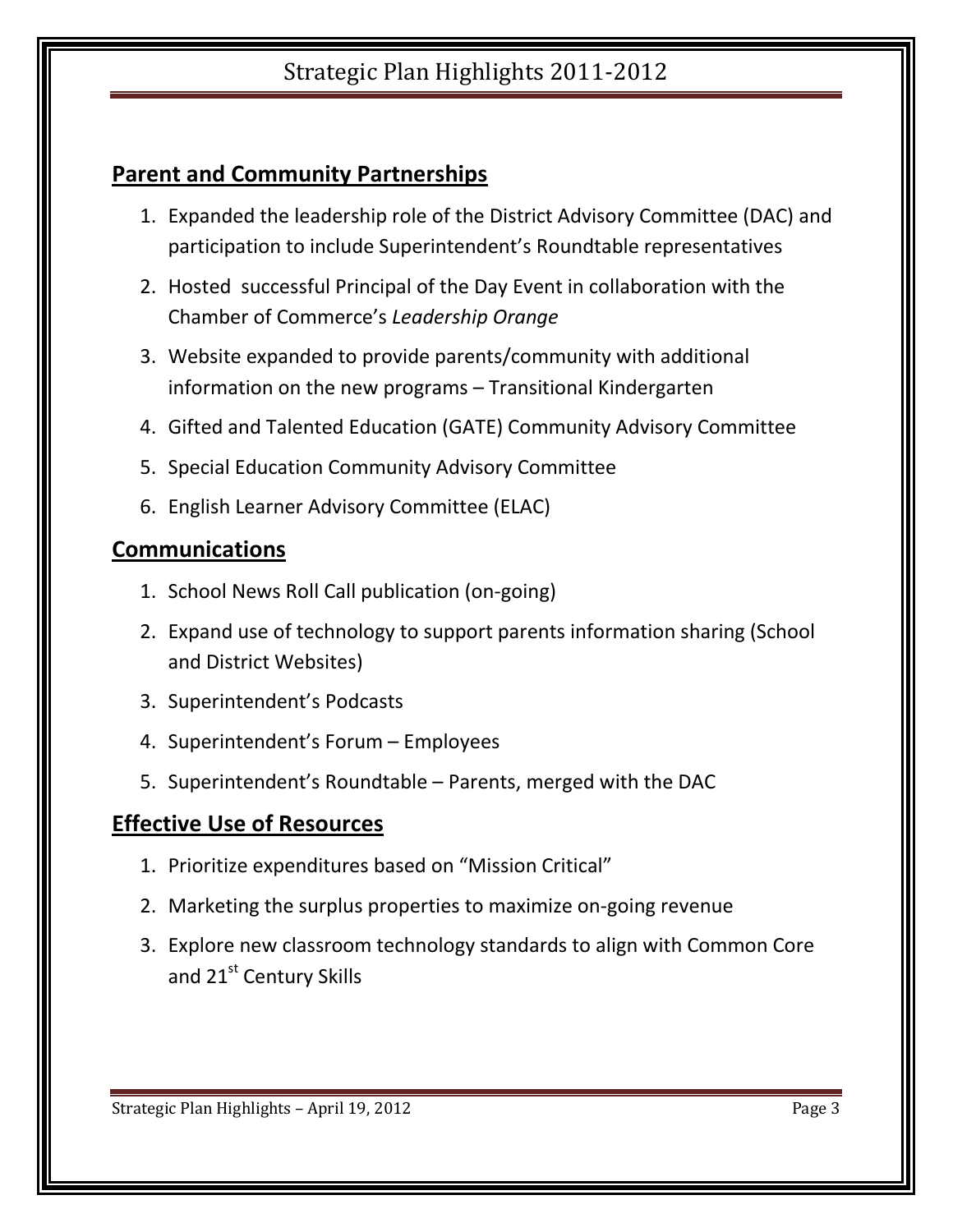## Parent and Community Partnerships

1. Expanded the leadership role of the District Advisory Committee (DAC) and participation to include Superintendent's Roundtable representatives
2. Hosted successful Principal of the Day Event in collaboration with the Chamber of Commerce's *Leadership Orange*
3. Website expanded to provide parents/community with additional information on the new programs – Transitional Kindergarten
4. Gifted and Talented Education (GATE) Community Advisory Committee
5. Special Education Community Advisory Committee
6. English Learner Advisory Committee (ELAC)

## Communications

1. School News Roll Call publication (on-going)
2. Expand use of technology to support parents information sharing (School and District Websites)
3. Superintendent's Podcasts
4. Superintendent's Forum – Employees
5. Superintendent's Roundtable – Parents, merged with the DAC

## Effective Use of Resources

1. Prioritize expenditures based on "Mission Critical"
2. Marketing the surplus properties to maximize on-going revenue
3. Explore new classroom technology standards to align with Common Core and 21st Century Skills